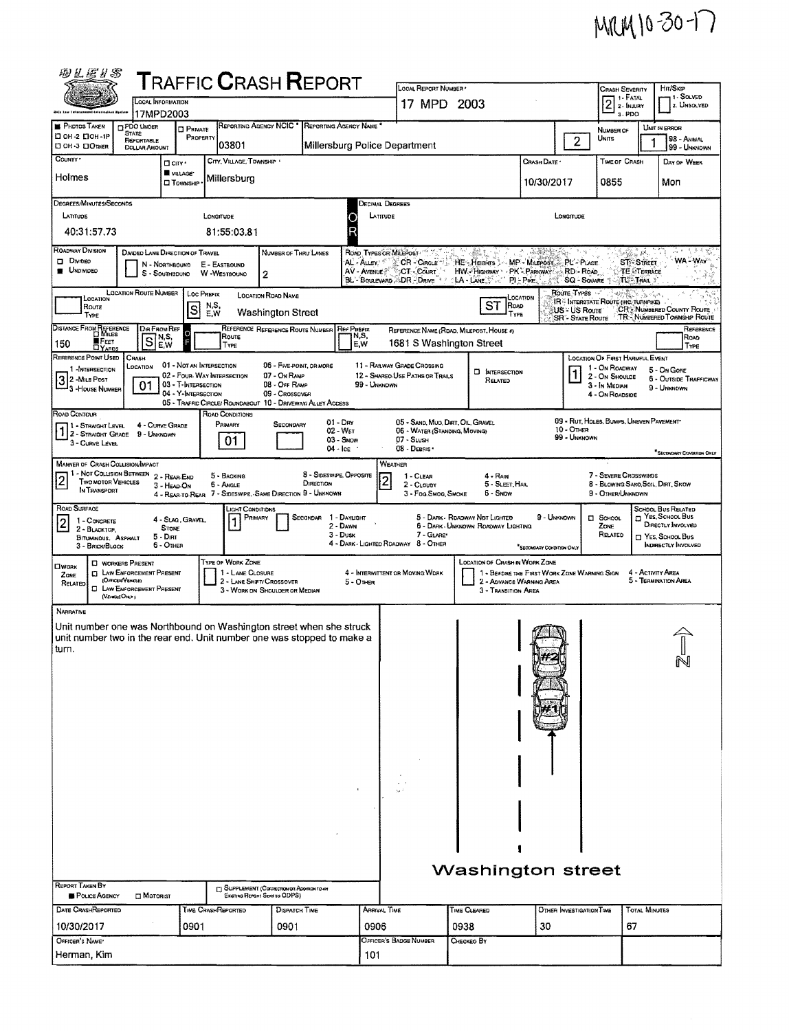MRM 10-30-17

# Traffic Crash Report

| Local Information | Local Report Number | Crash Severity | Hit/Skip |
|---|---|---|---|
| 17MPD2003 | 17 MPD 2003 | 2 (1 - Fatal, 2 - Injury, 3 - PDO) | 1 - Solved, 2 - Unsolved |

| Photos Taken | PDO Under State Reportable Dollar Amount | Private Property | Reporting Agency NCIC | Reporting Agency Name | Number of Units | Unit in Error |
|---|---|---|---|---|---|---|
| OH-2 / OH-1P / OH-3 / Other | | | 03801 | Millersburg Police Department | 2 | 1 (98 - Animal, 99 - Unknown) |

| County | City/Village/Township | City, Village, Township | Crash Date | Time of Crash | Day of Week |
|---|---|---|---|---|---|
| Holmes | Village | Millersburg | 10/30/2017 | 0855 | Mon |

**Degrees/Minutes/Seconds**
Latitude: 40:31:57.73 — Longitude: 81:55:03.81

**Decimal Degrees**
Latitude: — Longitude: —

**Roadway Division:** Undivided
**Divided Lane Direction of Travel:** N - Northbound, S - Southbound, E - Eastbound, W - Westbound
**Number of Thru Lanes:** 2

Road Types or Milepost: AL - Alley, AV - Avenue, BL - Boulevard, CR - Circle, CT - Court, DR - Drive, HE - Heights, HW - Highway, LA - Lane, MP - Milepost, PK - Parkway, PI - Pike, PL - Place, RD - Road, SQ - Square, ST - Street, TE - Terrace, TL - Trail, WA - Way

| Location Route Type | Location Route Number | Loc Prefix | Location Road Name | Location Road Type |
|---|---|---|---|---|
| | | S | Washington Street | ST |

Route Types: IR - Interstate Route (Inc. Turnpike), US - US Route, SR - State Route, CR - Numbered County Route, TR - Numbered Township Route

| Distance From Reference | Dir From Ref | Reference Route Type | Reference Route Number | Ref Prefix | Reference Name (Road, Milepost, House #) | Reference Road Type |
|---|---|---|---|---|---|---|
| 150 Feet | S | | | | 1681 S Washington Street | |

**Reference Point Used:** 3 (1 - Intersection, 2 - Mile Post, 3 - House Number)

**Crash Location:** 01 (01 - Not an Intersection, 02 - Four-Way Intersection, 03 - T-Intersection, 04 - Y-Intersection, 05 - Traffic Circle/Roundabout, 06 - Five-Point or More, 07 - On Ramp, 08 - Off Ramp, 09 - Crossover, 10 - Driveway/Alley Access, 11 - Railway Grade Crossing, 12 - Shared-Use Paths or Trails, 99 - Unknown)

Intersection Related: ☐

**Location of First Harmful Event:** 1 (1 - On Roadway, 2 - On Shoulder, 3 - In Median, 4 - On Roadside, 5 - On Gore, 6 - Outside Trafficway, 9 - Unknown)

**Road Contour:** 1 (1 - Straight Level, 2 - Straight Grade, 3 - Curve Level, 4 - Curve Grade, 9 - Unknown)

**Road Conditions:** Primary 01, Secondary — (01 - Dry, 02 - Wet, 03 - Snow, 04 - Ice, 05 - Sand, Mud, Dirt, Oil, Gravel, 06 - Water (Standing, Moving), 07 - Slush, 08 - Debris, 09 - Rut, Holes, Bumps, Uneven Pavement, 10 - Other, 99 - Unknown) *Secondary Condition Only

**Manner of Crash Collision/Impact:** 2 (1 - Not Collision Between Two Motor Vehicles in Transport, 2 - Rear-End, 3 - Head-On, 4 - Rear-to-Rear, 5 - Backing, 6 - Angle, 7 - Sideswipe, Same Direction, 8 - Sideswipe, Opposite Direction, 9 - Unknown)

**Weather:** 2 (1 - Clear, 2 - Cloudy, 3 - Fog, Smog, Smoke, 4 - Rain, 5 - Sleet, Hail, 6 - Snow, 7 - Severe Crosswinds, 8 - Blowing Sand, Soil, Dirt, Snow, 9 - Other/Unknown)

**Road Surface:** 2 (1 - Concrete, 2 - Blacktop, Bituminous, Asphalt, 3 - Brick/Block, 4 - Slag, Gravel, Stone, 5 - Dirt, 6 - Other)

**Light Conditions:** Primary 1, Secondary — (1 - Daylight, 2 - Dawn, 3 - Dusk, 4 - Dark - Lighted Roadway, 5 - Dark - Roadway Not Lighted, 6 - Dark - Unknown Roadway Lighting, 7 - Glare, 8 - Other, 9 - Unknown) *Secondary Condition Only

School Zone Related: ☐ — School Bus Related: ☐ Yes, School Bus Directly Involved; ☐ Yes, School Bus Indirectly Involved

**Work Zone Related:** ☐ Workers Present; ☐ Law Enforcement Present (Officer/Vehicle); ☐ Law Enforcement Present (Vehicle Only)

Type of Work Zone: 1 - Lane Closure, 2 - Lane Shift/Crossover, 3 - Work on Shoulder or Median, 4 - Intermittent or Moving Work, 5 - Other

Location of Crash in Work Zone: 1 - Before the First Work Zone Warning Sign, 2 - Advance Warning Area, 3 - Transition Area, 4 - Activity Area, 5 - Termination Area

## Narrative

Unit number one was Northbound on Washington street when she struck unit number two in the rear end. Unit number one was stopped to make a turn.

Washington street

N

**Report Taken By:** Police Agency ☐ Motorist
☐ Supplement (Correction or Addition to an Existing Report Sent to ODPS)

| Date Crash Reported | Time Crash Reported | Dispatch Time | Arrival Time | Time Cleared | Other Investigation Time | Total Minutes |
|---|---|---|---|---|---|---|
| 10/30/2017 | 0901 | 0901 | 0906 | 0938 | 30 | 67 |

| Officer's Name | Officer's Badge Number | Checked By |
|---|---|---|
| Herman, Kim | 101 | |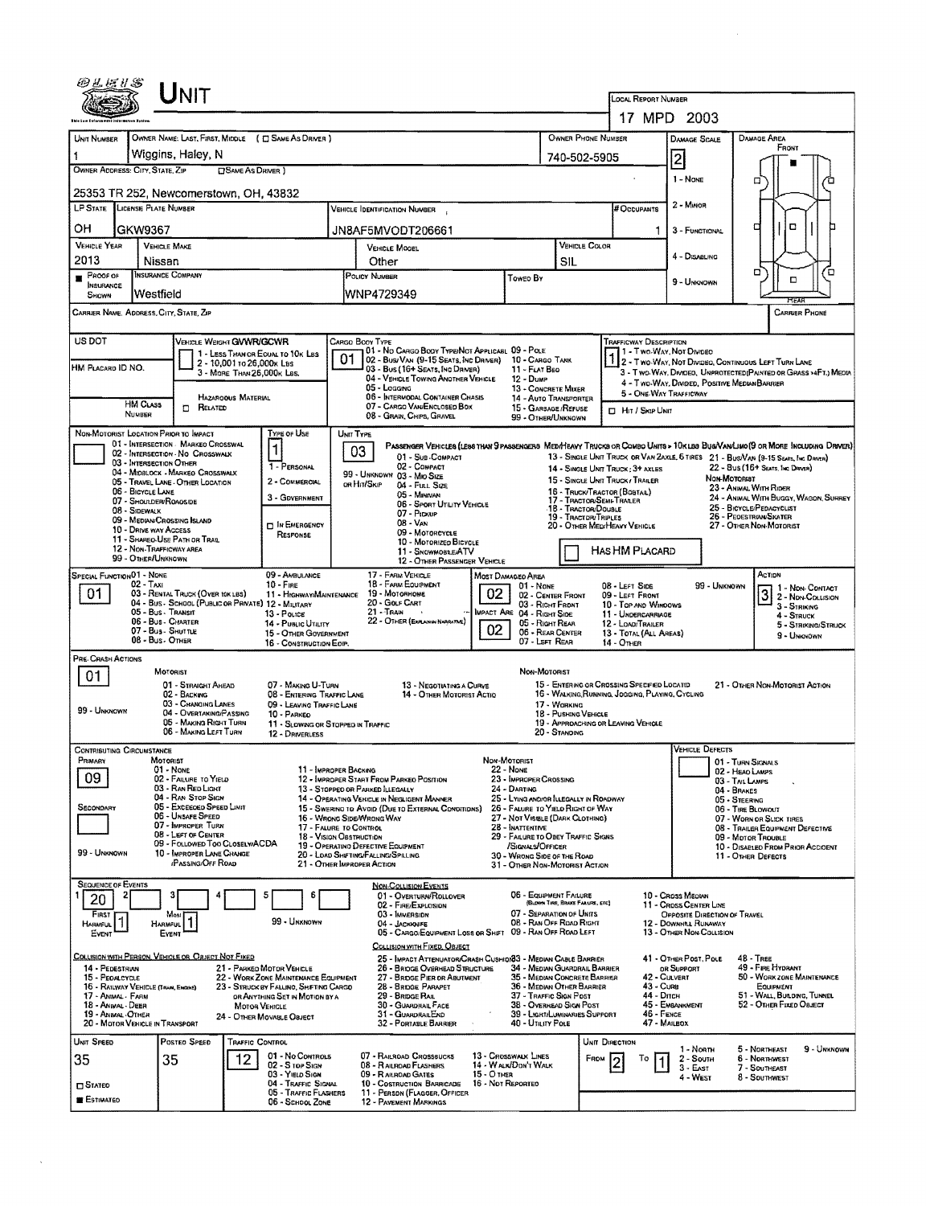# UNIT

**Local Report Number:** 17 MPD 2003

| Unit Number | Owner Name: Last, First, Middle (☐ Same As Driver) | Owner Phone Number | Damage Scale | Damage Area |
|---|---|---|---|---|
| 1 | Wiggins, Haley, N | 740-502-5905 | 2 | Front |

**Owner Address: City, State, Zip** (☐ Same As Driver)
25353 TR 252, Newcomerstown, OH, 43832

Damage Scale: 1 - None; 2 - Minor; 3 - Functional; 4 - Disabling; 9 - Unknown

| LP State | License Plate Number | Vehicle Identification Number | # Occupants |
|---|---|---|---|
| OH | GKW9367 | JN8AF5MVODT206661 | 1 |

| Vehicle Year | Vehicle Make | Vehicle Model | Vehicle Color |
|---|---|---|---|
| 2013 | Nissan | Other | SIL |

| Proof of Insurance Shown | Insurance Company | Policy Number | Towed By |
|---|---|---|---|
| ■ | Westfield | WNP4729349 | |

**Carrier Name, Address, City, State, Zip:**

**Carrier Phone:**

**US DOT:**

**HM Placard ID No.:**

**HM Class Number:**

**Vehicle Weight GVWR/GCWR:** 1 - Less Than or Equal to 10k Lbs; 2 - 10,001 to 26,000k Lbs; 3 - More Than 26,000k Lbs.

**Hazardous Material:** ☐ Related

**Cargo Body Type:** 01
01 - No Cargo Body Type/Not Applicable; 02 - Bus/Van (9-15 Seats, Inc Driver); 03 - Bus (16+ Seats, Inc Driver); 04 - Vehicle Towing Another Vehicle; 05 - Logging; 06 - Intermodal Container Chassis; 07 - Cargo Van/Enclosed Box; 08 - Grain, Chips, Gravel; 09 - Pole; 10 - Cargo Tank; 11 - Flat Bed; 12 - Dump; 13 - Concrete Mixer; 14 - Auto Transporter; 15 - Garbage/Refuse; 99 - Other/Unknown

**Trafficway Description:** 1
1 - Two-Way, Not Divided; 2 - Two-Way, Not Divided, Continuous Left Turn Lane; 3 - Two-Way, Divided, Unprotected (Painted or Grass >4Ft.) Media; 4 - Two-Way, Divided, Positive Median Barrier; 5 - One-Way Trafficway

☐ Hit / Skip Unit

**Non-Motorist Location Prior to Impact:**
01 - Intersection - Marked Crosswalk; 02 - Intersection - No Crosswalk; 03 - Intersection Other; 04 - Midblock - Marked Crosswalk; 05 - Travel Lane - Other Location; 06 - Bicycle Lane; 07 - Shoulder/Roadside; 08 - Sidewalk; 09 - Median/Crossing Island; 10 - Drive Way Access; 11 - Shared-Use Path or Trail; 12 - Non-Trafficway Area; 99 - Other/Unknown

**Type of Use:** 1
1 - Personal; 2 - Commercial; 3 - Government; ☐ In Emergency Response

**Unit Type:** 03
Passenger Vehicles (Less than 9 passengers): 01 - Sub-Compact; 02 - Compact; 99 - Unknown 03 - Mid Size or Hit/Skip; 04 - Full Size; 05 - Minivan; 06 - Sport Utility Vehicle; 07 - Pickup; 08 - Van; 09 - Motorcycle; 10 - Motorized Bicycle; 11 - Snowmobile/ATV; 12 - Other Passenger Vehicle
Med/Heavy Trucks or Combo Units > 10K lbs Bus/Van/Limo (9 or More Including Driver): 13 - Single Unit Truck or Van 2axle, 6 tires; 14 - Single Unit Truck: 3+ axles; 15 - Single Unit Truck/Trailer; 16 - Truck/Tractor (Bobtail); 17 - Tractor/Semi-Trailer; 18 - Tractor/Double; 19 - Tractor/Triples; 20 - Other Med/Heavy Vehicle; 21 - Bus/Van (9-15 Seats, Inc Driver); 22 - Bus (16+ Seats, Inc Driver)
Non-Motorist: 23 - Animal With Rider; 24 - Animal With Buggy, Wagon, Surrey; 25 - Bicycle/Pedacyclist; 26 - Pedestrian/Skater; 27 - Other Non-Motorist

☐ Has HM Placard

**Special Function:** 01
01 - None; 02 - Taxi; 03 - Rental Truck (Over 10k lbs); 04 - Bus - School (Public or Private); 05 - Bus - Transit; 06 - Bus - Charter; 07 - Bus - Shuttle; 08 - Bus - Other; 09 - Ambulance; 10 - Fire; 11 - Highway/Maintenance; 12 - Military; 13 - Police; 14 - Public Utility; 15 - Other Government; 16 - Construction Eqip.; 17 - Farm Vehicle; 18 - Farm Equipment; 19 - Motorhome; 20 - Golf Cart; 21 - Train; 22 - Other (Explain in Narrative)

**Most Damaged Area:** 02
**Impact Are:** 02
01 - None; 02 - Center Front; 03 - Right Front; 04 - Right Side; 05 - Right Rear; 06 - Rear Center; 07 - Left Rear; 08 - Left Side; 09 - Left Front; 10 - Top and Windows; 11 - Undercarriage; 12 - Load/Trailer; 13 - Total (All Areas); 14 - Other; 99 - Unknown

**Action:** 3
1 - Non-Contact; 2 - Non-Collision; 3 - Striking; 4 - Struck; 5 - Striking/Struck; 9 - Unknown

**Pre-Crash Actions:** 01
Motorist: 01 - Straight Ahead; 02 - Backing; 03 - Changing Lanes; 04 - Overtaking/Passing; 05 - Making Right Turn; 06 - Making Left Turn; 07 - Making U-Turn; 08 - Entering Traffic Lane; 09 - Leaving Traffic Lane; 10 - Parked; 11 - Slowing or Stopped in Traffic; 12 - Driverless; 13 - Negotiating a Curve; 14 - Other Motorist Actio; 99 - Unknown
Non-Motorist: 15 - Entering or Crossing Specified Locatio; 16 - Walking, Running, Jogging, Playing, Cycling; 17 - Working; 18 - Pushing Vehicle; 19 - Approaching or Leaving Vehicle; 20 - Standing; 21 - Other Non-Motorist Action

**Contributing Circumstance:**
Primary: 09
Secondary:
Motorist: 01 - None; 02 - Failure to Yield; 03 - Ran Red Light; 04 - Ran Stop Sign; 05 - Exceeded Speed Limit; 06 - Unsafe Speed; 07 - Improper Turn; 08 - Left of Center; 09 - Followed Too Closely/ACDA; 10 - Improper Lane Change /Passing/Off Road; 11 - Improper Backing; 12 - Improper Start From Parked Position; 13 - Stopped or Parked Illegally; 14 - Operating Vehicle in Negligent Manner; 15 - Swering to Avoid (Due to External Conditions); 16 - Wrong Side/Wrong Way; 17 - Failure to Control; 18 - Vision Obstruction; 19 - Operating Defective Equipment; 20 - Load Shifting/Falling/Spilling; 21 - Other Improper Action; 99 - Unknown
Non-Motorist: 22 - None; 23 - Improper Crossing; 24 - Darting; 25 - Lying and/or Illegally in Roadway; 26 - Failure to Yield Right of Way; 27 - Not Visible (Dark Clothing); 28 - Inattentive; 29 - Failure to Obey Traffic Signs /Signals/Officer; 30 - Wrong Side of the Road; 31 - Other Non-Motorist Action

**Vehicle Defects:**
01 - Turn Signals; 02 - Head Lamps; 03 - Tail Lamps; 04 - Brakes; 05 - Steering; 06 - Tire Blowout; 07 - Worn or Slick Tires; 08 - Trailer Equipment Defective; 09 - Motor Trouble; 10 - Disabled From Prior Accident; 11 - Other Defects

**Sequence of Events:**
1: 20 | 2: | 3: | 4: | 5: | 6:
First Harmful Event: 1 | Most Harmful Event: 1 | 99 - Unknown

Non-Collision Events: 01 - Overturn/Rollover; 02 - Fire/Explosion; 03 - Immersion; 04 - Jackknife; 05 - Cargo/Equipment Loss or Shift; 06 - Equipment Failure (Blown Tire, Brake Failure, etc); 07 - Separation of Units; 08 - Ran Off Road Right; 09 - Ran Off Road Left; 10 - Cross Median; 11 - Cross Center Line Opposite Direction of Travel; 12 - Downhill Runaway; 13 - Other Non-Collision

Collision with Person, Vehicle or Object Not Fixed: 14 - Pedestrian; 15 - Pedalcycle; 16 - Railway Vehicle (Train, Engine); 17 - Animal - Farm; 18 - Animal - Deer; 19 - Animal - Other; 20 - Motor Vehicle in Transport; 21 - Parked Motor Vehicle; 22 - Work Zone Maintenance Equipment; 23 - Struck by Falling, Shifting Cargo or Anything Set in Motion by a Motor Vehicle; 24 - Other Movable Object

Collision with Fixed, Object: 25 - Impact Attenuator/Crash Cushion; 26 - Bridge Overhead Structure; 27 - Bridge Pier or Abutment; 28 - Bridge Parapet; 29 - Bridge Rail; 30 - Guardrail Face; 31 - Guardrail End; 32 - Portable Barrier; 33 - Median Cable Barrier; 34 - Median Guardrail Barrier; 35 - Median Concrete Barrier; 36 - Median Other Barrier; 37 - Traffic Sign Post; 38 - Overhead Sign Post; 39 - Light/Luminaries Support; 40 - Utility Pole; 41 - Other Post, Pole or Support; 42 - Culvert; 43 - Curb; 44 - Ditch; 45 - Embankment; 46 - Fence; 47 - Mailbox; 48 - Tree; 49 - Fire Hydrant; 50 - Work Zone Maintenance Equipment; 51 - Wall, Building, Tunnel; 52 - Other Fixed Object

| Unit Speed | Posted Speed | Traffic Control | Unit Direction |
|---|---|---|---|
| 35 | 35 | 12 | From 2 To 1 |

☐ Stated
■ Estimated

Traffic Control: 01 - No Controls; 02 - Stop Sign; 03 - Yield Sign; 04 - Traffic Signal; 05 - Traffic Flashers; 06 - School Zone; 07 - Railroad Crossbucks; 08 - Railroad Flashers; 09 - Railroad Gates; 10 - Costruction Barricade; 11 - Person (Flagger, Officer); 12 - Pavement Markings; 13 - Crosswalk Lines; 14 - Walk/Don't Walk; 15 - Other; 16 - Not Reported

Unit Direction: 1 - North; 2 - South; 3 - East; 4 - West; 5 - Northeast; 6 - Northwest; 7 - Southeast; 8 - Southwest; 9 - Unknown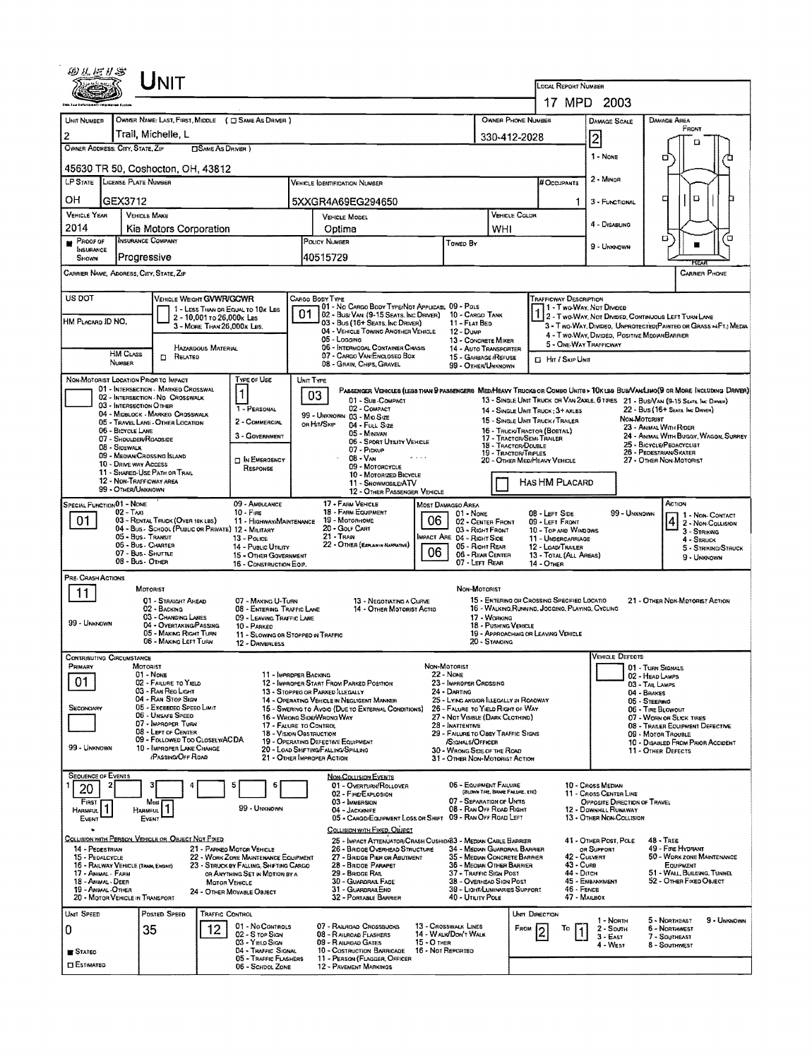# UNIT

LOCAL REPORT NUMBER: 17 MPD 2003

| UNIT NUMBER | OWNER NAME: LAST, FIRST, MIDDLE ( ☐ SAME AS DRIVER ) | OWNER PHONE NUMBER | DAMAGE SCALE | DAMAGE AREA |
|---|---|---|---|---|
| 2 | Trail, Michelle, L | 330-412-2028 | 2 | |

OWNER ADDRESS: CITY, STATE, ZIP ☐ SAME AS DRIVER )

45630 TR 50, Coshocton, OH, 43812

DAMAGE SCALE: 1 - NONE; 2 - MINOR; 3 - FUNCTIONAL; 4 - DISABLING; 9 - UNKNOWN

| LP STATE | LICENSE PLATE NUMBER | VEHICLE IDENTIFICATION NUMBER | # OCCUPANTS |
|---|---|---|---|
| OH | GEX3712 | 5XXGR4A69EG294650 | 1 |

| VEHICLE YEAR | VEHICLE MAKE | VEHICLE MODEL | VEHICLE COLOR |
|---|---|---|---|
| 2014 | Kia Motors Corporation | Optima | WHI |

| PROOF OF INSURANCE SHOWN | INSURANCE COMPANY | POLICY NUMBER | TOWED BY |
|---|---|---|---|
| ■ | Progressive | 40515729 | |

CARRIER NAME, ADDRESS, CITY, STATE, ZIP — CARRIER PHONE

US DOT

VEHICLE WEIGHT GVWR/GCWR: 1 - LESS THAN OR EQUAL TO 10K LBS; 2 - 10,001 TO 26,000K LBS; 3 - MORE THAN 26,000K LBS.

HM PLACARD ID NO.

HM CLASS NUMBER — HAZARDOUS MATERIAL ☐ RELATED

CARGO BODY TYPE: **01** — 01 - NO CARGO BODY TYPE/NOT APPLICABLE; 02 - BUS/VAN (9-15 SEATS, INC DRIVER); 03 - BUS (16+ SEATS, INC DRIVER); 04 - VEHICLE TOWING ANOTHER VEHICLE; 05 - LOGGING; 06 - INTERMODAL CONTAINER CHASIS; 07 - CARGO VAN/ENCLOSED BOX; 08 - GRAIN, CHIPS, GRAVEL; 09 - POLE; 10 - CARGO TANK; 11 - FLAT BED; 12 - DUMP; 13 - CONCRETE MIXER; 14 - AUTO TRANSPORTER; 15 - GARBAGE/REFUSE; 99 - OTHER/UNKNOWN

TRAFFICWAY DESCRIPTION: **1** — 1 - TWO-WAY, NOT DIVIDED; 2 - TWO-WAY, NOT DIVIDED, CONTINUOUS LEFT TURN LANE; 3 - TWO-WAY, DIVIDED, UNPROTECTED(PAINTED OR GRASS >4FT.) MEDIA; 4 - TWO-WAY, DIVIDED, POSITIVE MEDIAN BARRIER; 5 - ONE-WAY TRAFFICWAY; ☐ HIT / SKIP UNIT

NON-MOTORIST LOCATION PRIOR TO IMPACT: 01 - INTERSECTION - MARKED CROSSWALK; 02 - INTERSECTION - NO CROSSWALK; 03 - INTERSECTION OTHER; 04 - MIDBLOCK - MARKED CROSSWALK; 05 - TRAVEL LANE - OTHER LOCATION; 06 - BICYCLE LANE; 07 - SHOULDER/ROADSIDE; 08 - SIDEWALK; 09 - MEDIAN/CROSSING ISLAND; 10 - DRIVE WAY ACCESS; 11 - SHARED-USE PATH OR TRAIL; 12 - NON-TRAFFICWAY AREA; 99 - OTHER/UNKNOWN

TYPE OF USE: **1** — 1 - PERSONAL; 2 - COMMERCIAL; 3 - GOVERNMENT; ☐ IN EMERGENCY RESPONSE

UNIT TYPE: **03** — PASSENGER VEHICLES (LESS THAN 9 PASSENGERS MED/HEAVY TRUCKS OR COMBO UNITS > 10K LBS BUS/VAN/LIMO(9 OR MORE INCLUDING DRIVER): 01 - SUB-COMPACT; 02 - COMPACT; 99 - UNKNOWN 03 - MID SIZE; OR HIT/SKIP 04 - FULL SIZE; 05 - MINIVAN; 06 - SPORT UTILITY VEHICLE; 07 - PICKUP; 08 - VAN; 09 - MOTORCYCLE; 10 - MOTORIZED BICYCLE; 11 - SNOWMOBILE/ATV; 12 - OTHER PASSENGER VEHICLE; 13 - SINGLE UNIT TRUCK OR VAN 2AXLE, 6 TIRES; 14 - SINGLE UNIT TRUCK; 3+ AXLES; 15 - SINGLE UNIT TRUCK / TRAILER; 16 - TRUCK/TRACTOR (BOBTAIL); 17 - TRACTOR/SEMI-TRAILER; 18 - TRACTOR/DOUBLE; 19 - TRACTOR/TRIPLES; 20 - OTHER MED/HEAVY VEHICLE; 21 - BUS/VAN (9-15 SEATS, INC DRIVER); 22 - BUS (16+ SEATS, INC DRIVER); NON-MOTORIST: 23 - ANIMAL WITH RIDER; 24 - ANIMAL WITH BUGGY, WAGON, SURREY; 25 - BICYCLE/PEDACYCLIST; 26 - PEDESTRIAN/SKATER; 27 - OTHER NON-MOTORIST; ☐ HAS HM PLACARD

SPECIAL FUNCTION: **01** — 01 - NONE; 02 - TAXI; 03 - RENTAL TRUCK (OVER 10K LBS); 04 - BUS - SCHOOL (PUBLIC OR PRIVATE); 05 - BUS - TRANSIT; 06 - BUS - CHARTER; 07 - BUS - SHUTTLE; 08 - BUS - OTHER; 09 - AMBULANCE; 10 - FIRE; 11 - HIGHWAY/MAINTENANCE; 12 - MILITARY; 13 - POLICE; 14 - PUBLIC UTILITY; 15 - OTHER GOVERNMENT; 16 - CONSTRUCTION EQIP.; 17 - FARM VEHICLE; 18 - FARM EQUIPMENT; 19 - MOTORHOME; 20 - GOLF CART; 21 - TRAIN; 22 - OTHER (EXPLAIN IN NARRATIVE)

MOST DAMAGED AREA: **06** — 01 - NONE; 02 - CENTER FRONT; 03 - RIGHT FRONT; IMPACT ARE **06** 04 - RIGHT SIDE; 05 - RIGHT REAR; 06 - REAR CENTER; 07 - LEFT REAR; 08 - LEFT SIDE; 09 - LEFT FRONT; 10 - TOP AND WINDOWS; 11 - UNDERCARRIAGE; 12 - LOAD/TRAILER; 13 - TOTAL (ALL AREAS); 14 - OTHER; 99 - UNKNOWN

ACTION: **4** — 1 - NON-CONTACT; 2 - NON-COLLISION; 3 - STRIKING; 4 - STRUCK; 5 - STRIKING/STRUCK; 9 - UNKNOWN

PRE-CRASH ACTIONS: **11**

MOTORIST: 01 - STRAIGHT AHEAD; 02 - BACKING; 03 - CHANGING LANES; 04 - OVERTAKING/PASSING; 05 - MAKING RIGHT TURN; 06 - MAKING LEFT TURN; 07 - MAKING U-TURN; 08 - ENTERING TRAFFIC LANE; 09 - LEAVING TRAFFIC LANE; 10 - PARKED; 11 - SLOWING OR STOPPED IN TRAFFIC; 12 - DRIVERLESS; 13 - NEGOTIATING A CURVE; 14 - OTHER MOTORIST ACTIO; 99 - UNKNOWN

NON-MOTORIST: 15 - ENTERING OR CROSSING SPECIFIED LOCATIO; 16 - WALKING,RUNNING, JOGGING, PLAYING, CYCLING; 17 - WORKING; 18 - PUSHING VEHICLE; 19 - APPROACHING OR LEAVING VEHICLE; 20 - STANDING; 21 - OTHER NON-MOTORIST ACTION

CONTRIBUTING CIRCUMSTANCE — PRIMARY: **01**; SECONDARY: (blank); 99 - UNKNOWN

MOTORIST: 01 - NONE; 02 - FAILURE TO YIELD; 03 - RAN RED LIGHT; 04 - RAN STOP SIGN; 05 - EXCEEDED SPEED LIMIT; 06 - UNSAFE SPEED; 07 - IMPROPER TURN; 08 - LEFT OF CENTER; 09 - FOLLOWED TOO CLOSELY/ACDA; 10 - IMPROPER LANE CHANGE /PASSING/OFF ROAD; 11 - IMPROPER BACKING; 12 - IMPROPER START FROM PARKED POSITION; 13 - STOPPED OR PARKED ILLEGALLY; 14 - OPERATING VEHICLE IN NEGLIGENT MANNER; 15 - SWERING TO AVOID (DUE TO EXTERNAL CONDITIONS); 16 - WRONG SIDE/WRONG WAY; 17 - FAILURE TO CONTROL; 18 - VISION OBSTRUCTION; 19 - OPERATING DEFECTIVE EQUIPMENT; 20 - LOAD SHIFTING/FALLING/SPILLING; 21 - OTHER IMPROPER ACTION

NON-MOTORIST: 22 - NONE; 23 - IMPROPER CROSSING; 24 - DARTING; 25 - LYING AND/OR ILLEGALLY IN ROADWAY; 26 - FALURE TO YIELD RIGHT OF WAY; 27 - NOT VISIBLE (DARK CLOTHING); 28 - INATTENTIVE; 29 - FAILURE TO OBEY TRAFFIC SIGNS /SIGNALS/OFFICER; 30 - WRONG SIDE OF THE ROAD; 31 - OTHER NON-MOTORIST ACTION

VEHICLE DEFECTS: 01 - TURN SIGNALS; 02 - HEAD LAMPS; 03 - TAIL LAMPS; 04 - BRAKES; 05 - STEERING; 06 - TIRE BLOWOUT; 07 - WORN OR SLICK TIRES; 08 - TRAILER EQUIPMENT DEFECTIVE; 09 - MOTOR TROUBLE; 10 - DISABLED FROM PRIOR ACCIDENT; 11 - OTHER DEFECTS

SEQUENCE OF EVENTS: 1: **20**; 2; 3; 4; 5; 6 — FIRST HARMFUL EVENT: **1**; MOST HARMFUL EVENT: **1**; 99 - UNKNOWN

NON-COLLISION EVENTS: 01 - OVERTURN/ROLLOVER; 02 - FIRE/EXPLOSION; 03 - IMMERSION; 04 - JACKKNIFE; 05 - CARGO/EQUIPMENT LOSS OR SHIFT; 06 - EQUIPMENT FAILURE (BLOWN TIRE, BRAKE FAILURE, ETC); 07 - SEPARATION OF UNITS; 08 - RAN OFF ROAD RIGHT; 09 - RAN OFF ROAD LEFT; 10 - CROSS MEDIAN; 11 - CROSS CENTER LINE OPPOSITE DIRECTION OF TRAVEL; 12 - DOWNHILL RUNAWAY; 13 - OTHER NON-COLLISION

COLLISION WITH PERSON, VEHICLE OR OBJECT NOT FIXED: 14 - PEDESTRIAN; 15 - PEDALCYCLE; 16 - RAILWAY VEHICLE (TRAIN, ENGINE); 17 - ANIMAL - FARM; 18 - ANIMAL - DEER; 19 - ANIMAL - OTHER; 20 - MOTOR VEHICLE IN TRANSPORT; 21 - PARKED MOTOR VEHICLE; 22 - WORK ZONE MAINTENANCE EQUIPMENT; 23 - STRUCK BY FALLING, SHIFTING CARGO OR ANYTHING SET IN MOTION BY A MOTOR VEHICLE; 24 - OTHER MOVABLE OBJECT

COLLISION WITH FIXED, OBJECT: 25 - IMPACT ATTENUATOR/CRASH CUSHION; 26 - BRIDGE OVERHEAD STRUCTURE; 27 - BRIDGE PIER OR ABUTMENT; 28 - BRIDGE PARAPET; 29 - BRIDGE RAIL; 30 - GUARDRAIL FACE; 31 - GUARDRAIL END; 32 - PORTABLE BARRIER; 33 - MEDIAN CABLE BARRIER; 34 - MEDIAN GUARDRAIL BARRIER; 35 - MEDIAN CONCRETE BARRIER; 36 - MEDIAN OTHER BARRIER; 37 - TRAFFIC SIGN POST; 38 - OVERHEAD SIGN POST; 39 - LIGHT/LUMINARIES SUPPORT; 40 - UTILITY POLE; 41 - OTHER POST, POLE OR SUPPORT; 42 - CULVERT; 43 - CURB; 44 - DITCH; 45 - EMBANKMENT; 46 - FENCE; 47 - MAILBOX; 48 - TREE; 49 - FIRE HYDRANT; 50 - WORK ZONE MAINTENANCE EQUIPMENT; 51 - WALL, BUILDING, TUNNEL; 52 - OTHER FIXED OBJECT

| UNIT SPEED | POSTED SPEED | TRAFFIC CONTROL | UNIT DIRECTION |
|---|---|---|---|
| 0 | 35 | 12 | FROM 2 TO 1 |

■ STATED ☐ ESTIMATED

TRAFFIC CONTROL: 01 - NO CONTROLS; 02 - STOP SIGN; 03 - YIELD SIGN; 04 - TRAFFIC SIGNAL; 05 - TRAFFIC FLASHERS; 06 - SCHOOL ZONE; 07 - RAILROAD CROSSBUCKS; 08 - RAILROAD FLASHERS; 09 - RAILROAD GATES; 10 - COSTRUCTION BARRICADE; 11 - PERSON (FLAGGER, OFFICER); 12 - PAVEMENT MARKINGS; 13 - CROSSWALK LINES; 14 - WALK/DON'T WALK; 15 - OTHER; 16 - NOT REPORTED

UNIT DIRECTION: 1 - NORTH; 2 - SOUTH; 3 - EAST; 4 - WEST; 5 - NORTHEAST; 6 - NORTHWEST; 7 - SOUTHEAST; 8 - SOUTHWEST; 9 - UNKNOWN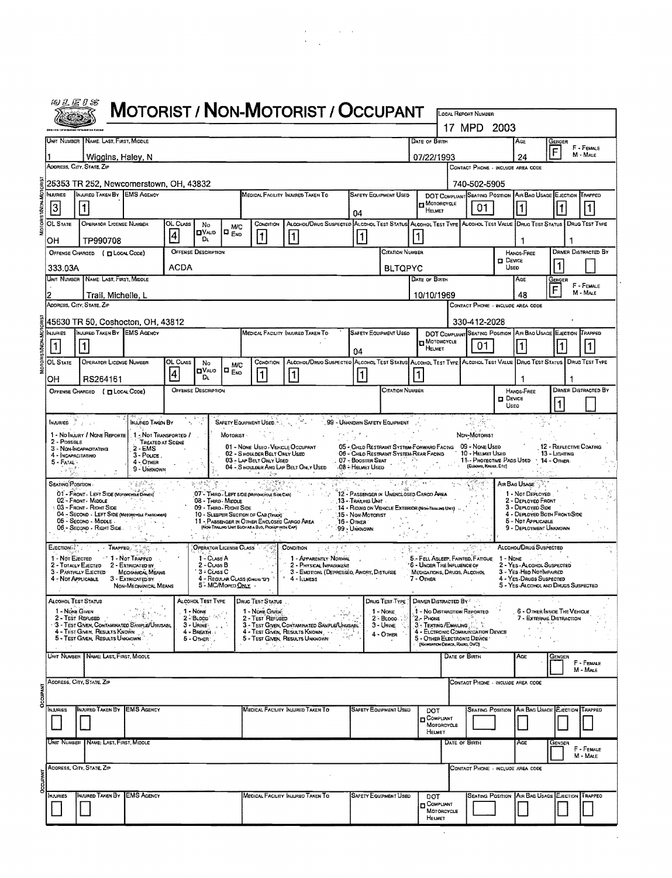# MOTORIST / NON-MOTORIST / OCCUPANT

OLEIS

LOCAL REPORT NUMBER: 17 MPD 2003

## MOTORIST/NON-MOTORIST

| UNIT NUMBER | NAME: LAST, FIRST, MIDDLE | DATE OF BIRTH | AGE | GENDER (F - FEMALE, M - MALE) |
|---|---|---|---|---|
| 1 | Wiggins, Haley, N | 07/22/1993 | 24 | F |

ADDRESS, CITY, STATE, ZIP: 25353 TR 252, Newcomerstown, OH, 43832

CONTACT PHONE - INCLUDE AREA CODE: 740-502-5905

| INJURIES | INJURED TAKEN BY | EMS AGENCY | MEDICAL FACILITY INJURED TAKEN TO | SAFETY EQUIPMENT USED | DOT COMPLIANT MOTORCYCLE HELMET | SEATING POSITION | AIR BAG USAGE | EJECTION | TRAPPED |
|---|---|---|---|---|---|---|---|---|---|
| 3 | 1 | | | 04 | | 01 | 1 | 1 | 1 |

| OL STATE | OPERATOR LICENSE NUMBER | OL CLASS | NO VALID DL | M/C END | CONDITION | ALCOHOL/DRUG SUSPECTED | ALCOHOL TEST STATUS | ALCOHOL TEST TYPE | ALCOHOL TEST VALUE | DRUG TEST STATUS | DRUG TEST TYPE |
|---|---|---|---|---|---|---|---|---|---|---|---|
| OH | TP990708 | 4 | | | 1 | 1 | 1 | 1 | | 1 | 1 |

| OFFENSE CHARGED (LOCAL CODE) | OFFENSE DESCRIPTION | CITATION NUMBER | HANDS-FREE DEVICE USED | DRIVER DISTRACTED BY |
|---|---|---|---|---|
| 333.03A | ACDA | BLTQPYC | | 1 |

| UNIT NUMBER | NAME: LAST, FIRST, MIDDLE | DATE OF BIRTH | AGE | GENDER (F - FEMALE, M - MALE) |
|---|---|---|---|---|
| 2 | Trail, Michelle, L | 10/10/1969 | 48 | F |

ADDRESS, CITY, STATE, ZIP: 45630 TR 50, Coshocton, OH, 43812

CONTACT PHONE - INCLUDE AREA CODE: 330-412-2028

| INJURIES | INJURED TAKEN BY | EMS AGENCY | MEDICAL FACILITY INJURED TAKEN TO | SAFETY EQUIPMENT USED | DOT COMPLIANT MOTORCYCLE HELMET | SEATING POSITION | AIR BAG USAGE | EJECTION | TRAPPED |
|---|---|---|---|---|---|---|---|---|---|
| 1 | 1 | | | 04 | | 01 | 1 | 1 | 1 |

| OL STATE | OPERATOR LICENSE NUMBER | OL CLASS | NO VALID DL | M/C END | CONDITION | ALCOHOL/DRUG SUSPECTED | ALCOHOL TEST STATUS | ALCOHOL TEST TYPE | ALCOHOL TEST VALUE | DRUG TEST STATUS | DRUG TEST TYPE |
|---|---|---|---|---|---|---|---|---|---|---|---|
| OH | RS264161 | 4 | | | 1 | 1 | 1 | 1 | | 1 | 1 |

| OFFENSE CHARGED (LOCAL CODE) | OFFENSE DESCRIPTION | CITATION NUMBER | HANDS-FREE DEVICE USED | DRIVER DISTRACTED BY |
|---|---|---|---|---|
| | | | | 1 |

## Codes

**INJURIES**
1 - No Injury / None Reported
2 - Possible
3 - Non-Incapacitating
4 - Incapacitating
5 - Fatal

**INJURED TAKEN BY**
1 - Not Transported / Treated at Scene
2 - EMS
3 - Police
4 - Other
9 - Unknown

**SAFETY EQUIPMENT USED**
99 - Unknown Safety Equipment

Motorist:
01 - None Used - Vehicle Occupant
02 - Shoulder Belt Only Used
03 - Lap Belt Only Used
04 - Shoulder And Lap Belt Only Used
05 - Child Restraint System-Forward Facing
06 - Child Restraint System-Rear Facing
07 - Booster Seat
08 - Helmet Used

Non-Motorist:
09 - None Used
10 - Helmet Used
11 - Protective Pads Used (Elbows, Knees, Etc)
12 - Reflective Coating
13 - Lighting
14 - Other

**SEATING POSITION**
01 - Front - Left Side (Motorcycle Driver)
02 - Front - Middle
03 - Front - Right Side
04 - Second - Left Side (Motorcycle Passenger)
05 - Second - Middle
06 - Second - Right Side
07 - Third - Left Side (Motorcycle Side Car)
08 - Third - Middle
09 - Third - Right Side
10 - Sleeper Section of Cab (Truck)
11 - Passenger in Other Enclosed Cargo Area (Non-Trailing Unit Such as a Bus, Pickup with Cap)
12 - Passenger in Unenclosed Cargo Area
13 - Trailing Unit
14 - Riding on Vehicle Exterior (Non-Trailing Unit)
15 - Non-Motorist
16 - Other
99 - Unknown

**AIR BAG USAGE**
1 - Not Deployed
2 - Deployed Front
3 - Deployed Side
4 - Deployed Both Front/Side
5 - Not Applicable
9 - Deployment Unknown

**EJECTION**
1 - Not Ejected
2 - Totally Ejected
3 - Partially Ejected
4 - Not Applicable

**TRAPPED**
1 - Not Trapped
2 - Extricated by Mechanical Means
3 - Extricated by Non-Mechanical Means

**OPERATOR LICENSE CLASS**
1 - Class A
2 - Class B
3 - Class C
4 - Regular Class (Ohio's "D")
5 - MC/Moped Only

**CONDITION**
1 - Apparently Normal
2 - Physical Impairment
3 - Emotional (Depressed, Angry, Disturbed)
4 - Illness
5 - Fell Asleep, Fainted, Fatigue
6 - Under the Influence of Medications, Drugs, Alcohol
7 - Other

**ALCOHOL/DRUG SUSPECTED**
1 - None
2 - Yes - Alcohol Suspected
3 - Yes - HBD Not Impaired
4 - Yes - Drugs Suspected
5 - Yes - Alcohol and Drugs Suspected

**ALCOHOL TEST STATUS**
1 - None Given
2 - Test Refused
3 - Test Given, Contaminated Sample/Unusable
4 - Test Given, Results Known
5 - Test Given, Results Unknown

**ALCOHOL TEST TYPE**
1 - None
2 - Blood
3 - Urine
4 - Breath
5 - Other

**DRUG TEST STATUS**
1 - None Given
2 - Test Refused
3 - Test Given, Contaminated Sample/Unusable
4 - Test Given, Results Known
5 - Test Given, Results Unknown

**DRUG TEST TYPE**
1 - None
2 - Blood
3 - Urine
4 - Other

**DRIVER DISTRACTED BY**
1 - No Distraction Reported
2 - Phone
3 - Texting/Emailing
4 - Electronic Communication Device
5 - Other Electronic Device (Navigation Device, Radio, DVD)
6 - Other Inside the Vehicle
7 - External Distraction

## OCCUPANT

| UNIT NUMBER | NAME: LAST, FIRST, MIDDLE | DATE OF BIRTH | AGE | GENDER (F - FEMALE, M - MALE) |
|---|---|---|---|---|
| | | | | |

ADDRESS, CITY, STATE, ZIP:

CONTACT PHONE - INCLUDE AREA CODE:

| INJURIES | INJURED TAKEN BY | EMS AGENCY | MEDICAL FACILITY INJURED TAKEN TO | SAFETY EQUIPMENT USED | DOT COMPLIANT MOTORCYCLE HELMET | SEATING POSITION | AIR BAG USAGE | EJECTION | TRAPPED |
|---|---|---|---|---|---|---|---|---|---|
| | | | | | | | | | |

| UNIT NUMBER | NAME: LAST, FIRST, MIDDLE | DATE OF BIRTH | AGE | GENDER (F - FEMALE, M - MALE) |
|---|---|---|---|---|
| | | | | |

ADDRESS, CITY, STATE, ZIP:

CONTACT PHONE - INCLUDE AREA CODE:

| INJURIES | INJURED TAKEN BY | EMS AGENCY | MEDICAL FACILITY INJURED TAKEN TO | SAFETY EQUIPMENT USED | DOT COMPLIANT MOTORCYCLE HELMET | SEATING POSITION | AIR BAG USAGE | EJECTION | TRAPPED |
|---|---|---|---|---|---|---|---|---|---|
| | | | | | | | | | |